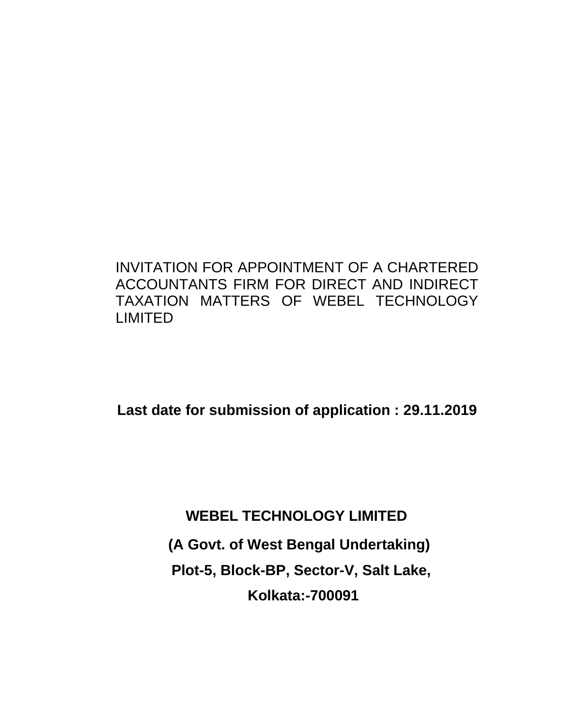# INVITATION FOR APPOINTMENT OF A CHARTERED ACCOUNTANTS FIRM FOR DIRECT AND INDIRECT TAXATION MATTERS OF WEBEL TECHNOLOGY LIMITED

**Last date for submission of application : 29.11.2019**

**WEBEL TECHNOLOGY LIMITED**

**(A Govt. of West Bengal Undertaking)**

**Plot-5, Block-BP, Sector-V, Salt Lake,**

**Kolkata:-700091**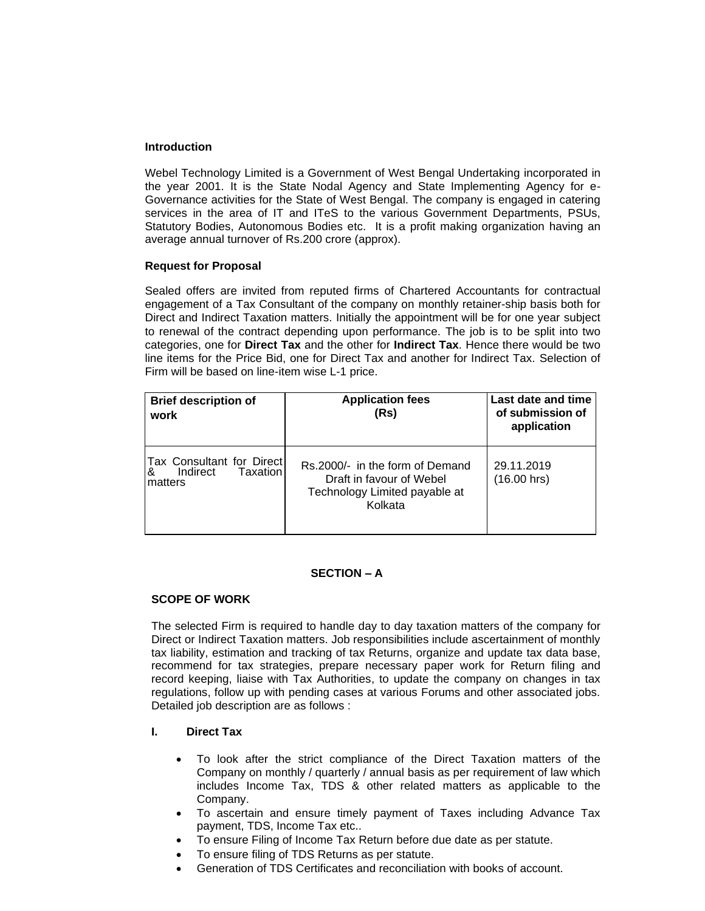**Introduction**

Webel Technology Limited is a Government of West Bengal Undertaking incorporated in the year 2001. It is the State Nodal Agency and State Implementing Agency for e-Governance activities for the State of West Bengal. The company is engaged in catering services in the area of IT and ITeS to the various Government Departments, PSUs, Statutory Bodies, Autonomous Bodies etc. It is a profit making organization having an average annual turnover of Rs.200 crore (approx).

**Request for Proposal**

Sealed offers are invited from reputed firms of Chartered Accountants for contractual engagement of a Tax Consultant of the company on monthly retainer-ship basis both for Direct and Indirect Taxation matters. Initially the appointment will be for one year subject to renewal of the contract depending upon performance. The job is to be split into two categories, one for **Direct Tax** and the other for **Indirect Tax**. Hence there would be two line items for the Price Bid, one for Direct Tax and another for Indirect Tax. Selection of Firm will be based on line-item wise L-1 price.

| Brief description of work | Application fees (Rs) | Last date and time of submission of application |
|---|---|---|
| Tax Consultant for Direct & Indirect Taxation matters | Rs.2000/- in the form of Demand Draft in favour of Webel Technology Limited payable at Kolkata | 29.11.2019 (16.00 hrs) |

**SECTION – A**

**SCOPE OF WORK**

The selected Firm is required to handle day to day taxation matters of the company for Direct or Indirect Taxation matters. Job responsibilities include ascertainment of monthly tax liability, estimation and tracking of tax Returns, organize and update tax data base, recommend for tax strategies, prepare necessary paper work for Return filing and record keeping, liaise with Tax Authorities, to update the company on changes in tax regulations, follow up with pending cases at various Forums and other associated jobs. Detailed job description are as follows :

**I. Direct Tax**

- To look after the strict compliance of the Direct Taxation matters of the Company on monthly / quarterly / annual basis as per requirement of law which includes Income Tax, TDS & other related matters as applicable to the Company.
- To ascertain and ensure timely payment of Taxes including Advance Tax payment, TDS, Income Tax etc..
- To ensure Filing of Income Tax Return before due date as per statute.
- To ensure filing of TDS Returns as per statute.
- Generation of TDS Certificates and reconciliation with books of account.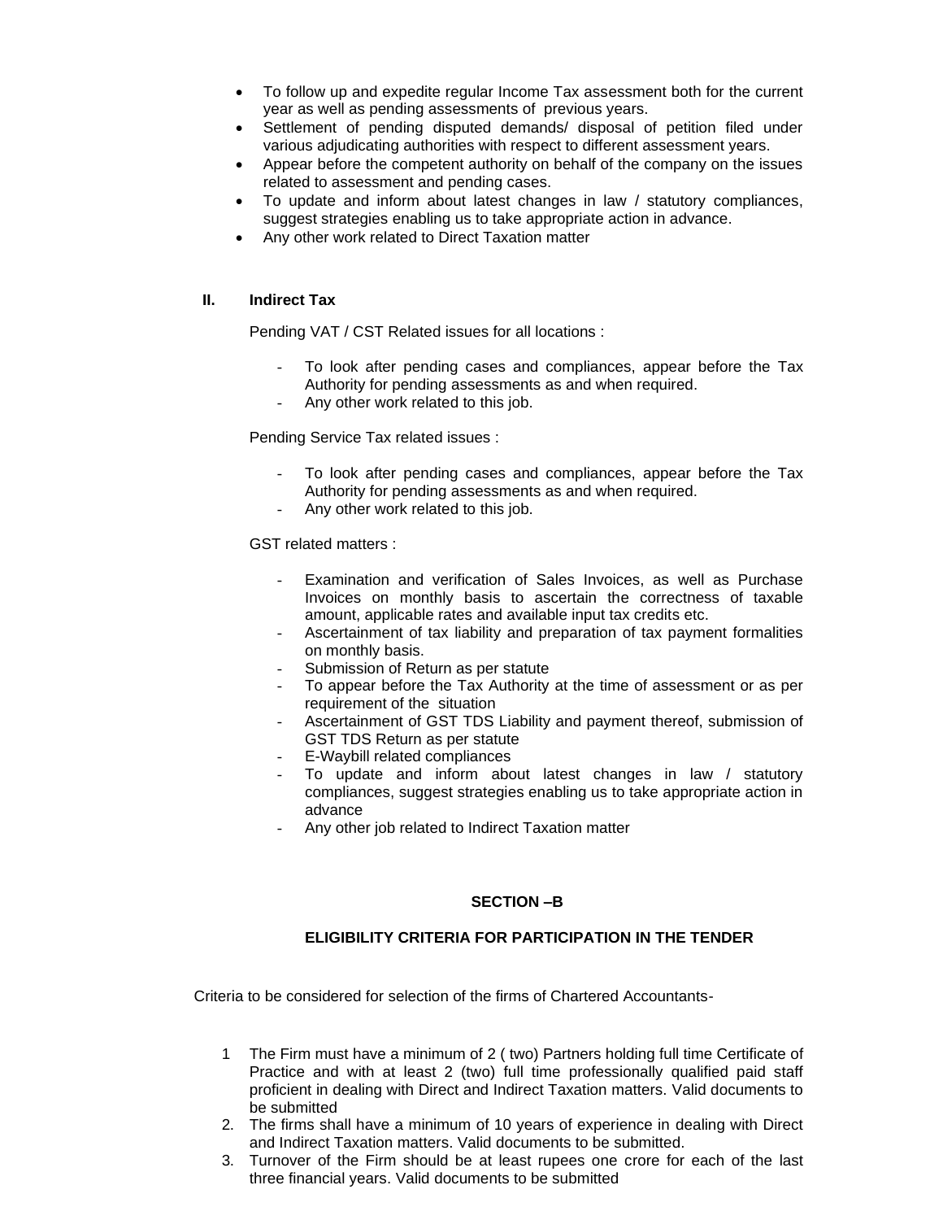- To follow up and expedite regular Income Tax assessment both for the current year as well as pending assessments of previous years.
- Settlement of pending disputed demands/ disposal of petition filed under various adjudicating authorities with respect to different assessment years.
- Appear before the competent authority on behalf of the company on the issues related to assessment and pending cases.
- To update and inform about latest changes in law / statutory compliances, suggest strategies enabling us to take appropriate action in advance.
- Any other work related to Direct Taxation matter

### II. Indirect Tax

Pending VAT / CST Related issues for all locations :

- To look after pending cases and compliances, appear before the Tax Authority for pending assessments as and when required.
- Any other work related to this job.

Pending Service Tax related issues :

- To look after pending cases and compliances, appear before the Tax Authority for pending assessments as and when required.
- Any other work related to this job.

GST related matters :

- Examination and verification of Sales Invoices, as well as Purchase Invoices on monthly basis to ascertain the correctness of taxable amount, applicable rates and available input tax credits etc.
- Ascertainment of tax liability and preparation of tax payment formalities on monthly basis.
- Submission of Return as per statute
- To appear before the Tax Authority at the time of assessment or as per requirement of the situation
- Ascertainment of GST TDS Liability and payment thereof, submission of GST TDS Return as per statute
- E-Waybill related compliances
- To update and inform about latest changes in law / statutory compliances, suggest strategies enabling us to take appropriate action in advance
- Any other job related to Indirect Taxation matter

## SECTION –B

## ELIGIBILITY CRITERIA FOR PARTICIPATION IN THE TENDER

Criteria to be considered for selection of the firms of Chartered Accountants-

1. The Firm must have a minimum of 2 ( two) Partners holding full time Certificate of Practice and with at least 2 (two) full time professionally qualified paid staff proficient in dealing with Direct and Indirect Taxation matters. Valid documents to be submitted
2. The firms shall have a minimum of 10 years of experience in dealing with Direct and Indirect Taxation matters. Valid documents to be submitted.
3. Turnover of the Firm should be at least rupees one crore for each of the last three financial years. Valid documents to be submitted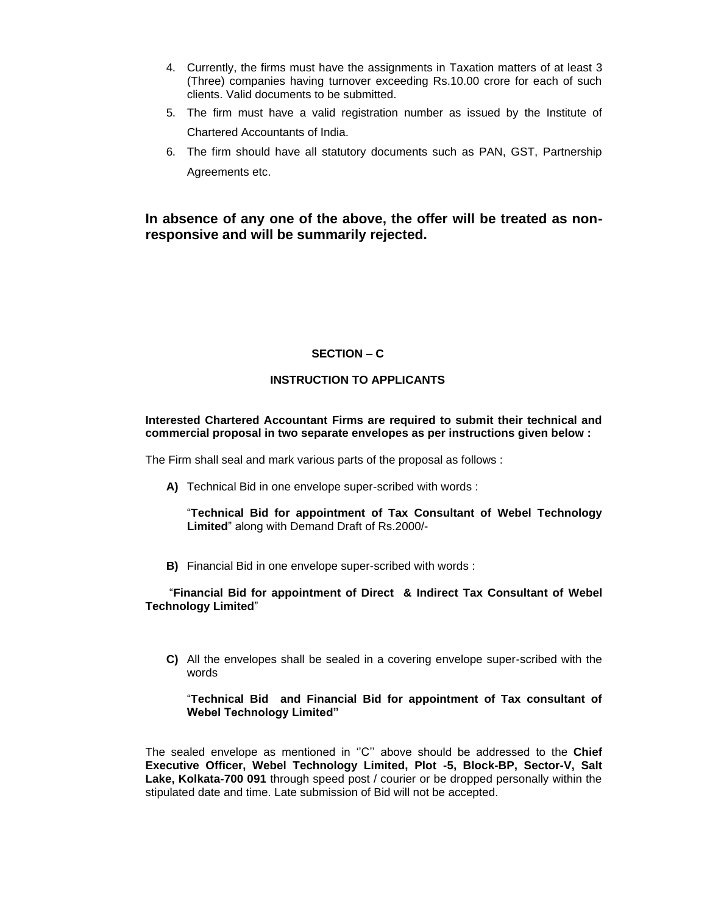4. Currently, the firms must have the assignments in Taxation matters of at least 3 (Three) companies having turnover exceeding Rs.10.00 crore for each of such clients. Valid documents to be submitted.
5. The firm must have a valid registration number as issued by the Institute of Chartered Accountants of India.
6. The firm should have all statutory documents such as PAN, GST, Partnership Agreements etc.

**In absence of any one of the above, the offer will be treated as non-responsive and will be summarily rejected.**

## SECTION – C

### INSTRUCTION TO APPLICANTS

**Interested Chartered Accountant Firms are required to submit their technical and commercial proposal in two separate envelopes as per instructions given below :**

The Firm shall seal and mark various parts of the proposal as follows :

**A)** Technical Bid in one envelope super-scribed with words :

"**Technical Bid for appointment of Tax Consultant of Webel Technology Limited**" along with Demand Draft of Rs.2000/-

**B)** Financial Bid in one envelope super-scribed with words :

"**Financial Bid for appointment of Direct & Indirect Tax Consultant of Webel Technology Limited**"

**C)** All the envelopes shall be sealed in a covering envelope super-scribed with the words

"**Technical Bid and Financial Bid for appointment of Tax consultant of Webel Technology Limited"**

The sealed envelope as mentioned in ''C'' above should be addressed to the **Chief Executive Officer, Webel Technology Limited, Plot -5, Block-BP, Sector-V, Salt Lake, Kolkata-700 091** through speed post / courier or be dropped personally within the stipulated date and time. Late submission of Bid will not be accepted.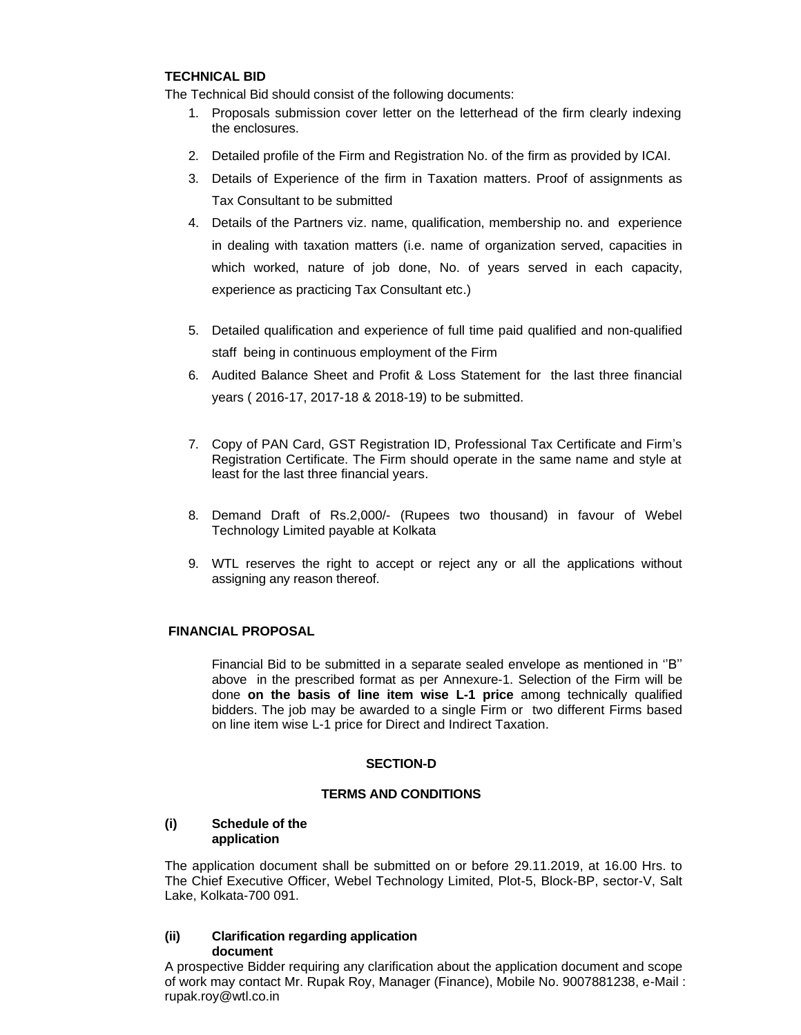### TECHNICAL BID

The Technical Bid should consist of the following documents:

1. Proposals submission cover letter on the letterhead of the firm clearly indexing the enclosures.
2. Detailed profile of the Firm and Registration No. of the firm as provided by ICAI.
3. Details of Experience of the firm in Taxation matters. Proof of assignments as Tax Consultant to be submitted
4. Details of the Partners viz. name, qualification, membership no. and experience in dealing with taxation matters (i.e. name of organization served, capacities in which worked, nature of job done, No. of years served in each capacity, experience as practicing Tax Consultant etc.)
5. Detailed qualification and experience of full time paid qualified and non-qualified staff being in continuous employment of the Firm
6. Audited Balance Sheet and Profit & Loss Statement for the last three financial years ( 2016-17, 2017-18 & 2018-19) to be submitted.
7. Copy of PAN Card, GST Registration ID, Professional Tax Certificate and Firm's Registration Certificate. The Firm should operate in the same name and style at least for the last three financial years.
8. Demand Draft of Rs.2,000/- (Rupees two thousand) in favour of Webel Technology Limited payable at Kolkata
9. WTL reserves the right to accept or reject any or all the applications without assigning any reason thereof.

### FINANCIAL PROPOSAL

Financial Bid to be submitted in a separate sealed envelope as mentioned in ''B'' above in the prescribed format as per Annexure-1. Selection of the Firm will be done **on the basis of line item wise L-1 price** among technically qualified bidders. The job may be awarded to a single Firm or two different Firms based on line item wise L-1 price for Direct and Indirect Taxation.

## SECTION-D

## TERMS AND CONDITIONS

**(i) Schedule of the application**

The application document shall be submitted on or before 29.11.2019, at 16.00 Hrs. to The Chief Executive Officer, Webel Technology Limited, Plot-5, Block-BP, sector-V, Salt Lake, Kolkata-700 091.

**(ii) Clarification regarding application document**

A prospective Bidder requiring any clarification about the application document and scope of work may contact Mr. Rupak Roy, Manager (Finance), Mobile No. 9007881238, e-Mail : rupak.roy@wtl.co.in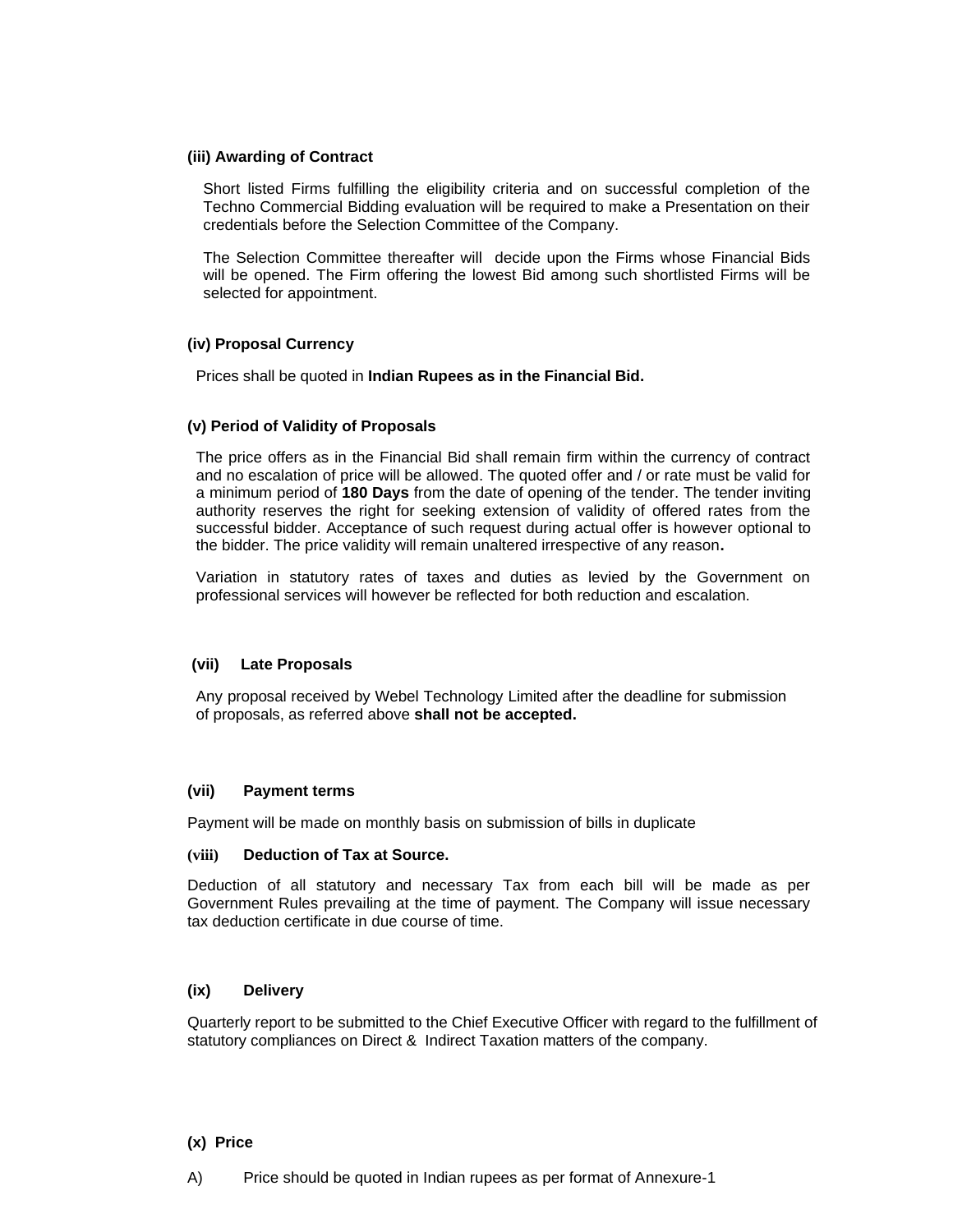**(iii) Awarding of Contract**

Short listed Firms fulfilling the eligibility criteria and on successful completion of the Techno Commercial Bidding evaluation will be required to make a Presentation on their credentials before the Selection Committee of the Company.

The Selection Committee thereafter will decide upon the Firms whose Financial Bids will be opened. The Firm offering the lowest Bid among such shortlisted Firms will be selected for appointment.

**(iv) Proposal Currency**

Prices shall be quoted in **Indian Rupees as in the Financial Bid.**

**(v) Period of Validity of Proposals**

The price offers as in the Financial Bid shall remain firm within the currency of contract and no escalation of price will be allowed. The quoted offer and / or rate must be valid for a minimum period of **180 Days** from the date of opening of the tender. The tender inviting authority reserves the right for seeking extension of validity of offered rates from the successful bidder. Acceptance of such request during actual offer is however optional to the bidder. The price validity will remain unaltered irrespective of any reason**.**

Variation in statutory rates of taxes and duties as levied by the Government on professional services will however be reflected for both reduction and escalation.

**(vii) Late Proposals**

Any proposal received by Webel Technology Limited after the deadline for submission of proposals, as referred above **shall not be accepted.**

**(vii) Payment terms**

Payment will be made on monthly basis on submission of bills in duplicate

**(viii) Deduction of Tax at Source.**

Deduction of all statutory and necessary Tax from each bill will be made as per Government Rules prevailing at the time of payment. The Company will issue necessary tax deduction certificate in due course of time.

**(ix) Delivery**

Quarterly report to be submitted to the Chief Executive Officer with regard to the fulfillment of statutory compliances on Direct & Indirect Taxation matters of the company.

**(x) Price**

A) Price should be quoted in Indian rupees as per format of Annexure-1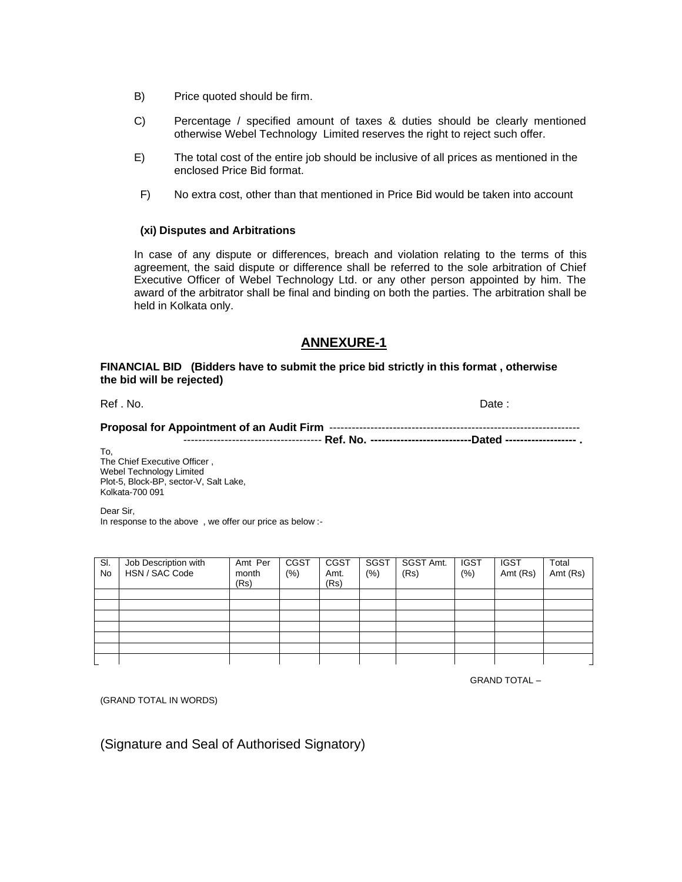B) Price quoted should be firm.

C) Percentage / specified amount of taxes & duties should be clearly mentioned otherwise Webel Technology Limited reserves the right to reject such offer.

E) The total cost of the entire job should be inclusive of all prices as mentioned in the enclosed Price Bid format.

F) No extra cost, other than that mentioned in Price Bid would be taken into account

**(xi) Disputes and Arbitrations**

In case of any dispute or differences, breach and violation relating to the terms of this agreement, the said dispute or difference shall be referred to the sole arbitration of Chief Executive Officer of Webel Technology Ltd. or any other person appointed by him. The award of the arbitrator shall be final and binding on both the parties. The arbitration shall be held in Kolkata only.

## ANNEXURE-1

**FINANCIAL BID (Bidders have to submit the price bid strictly in this format , otherwise the bid will be rejected)**

Ref . No. Date :

**Proposal for Appointment of an Audit Firm** ------------------------------------------------------------------- ------------------------------------- **Ref. No. ---------------------------Dated ------------------- .**

To,
The Chief Executive Officer ,
Webel Technology Limited
Plot-5, Block-BP, sector-V, Salt Lake,
Kolkata-700 091

Dear Sir,
In response to the above , we offer our price as below :-

| Sl. No | Job Description with HSN / SAC Code | Amt Per month (Rs) | CGST (%) | CGST Amt. (Rs) | SGST (%) | SGST Amt. (Rs) | IGST (%) | IGST Amt (Rs) | Total Amt (Rs) |
|---|---|---|---|---|---|---|---|---|---|
| | | | | | | | | | |
| | | | | | | | | | |
| | | | | | | | | | |
| | | | | | | | | | |
| | | | | | | | | | |
| | | | | | | | | | |
| | | | | | | | | | |

GRAND TOTAL –

(GRAND TOTAL IN WORDS)

(Signature and Seal of Authorised Signatory)